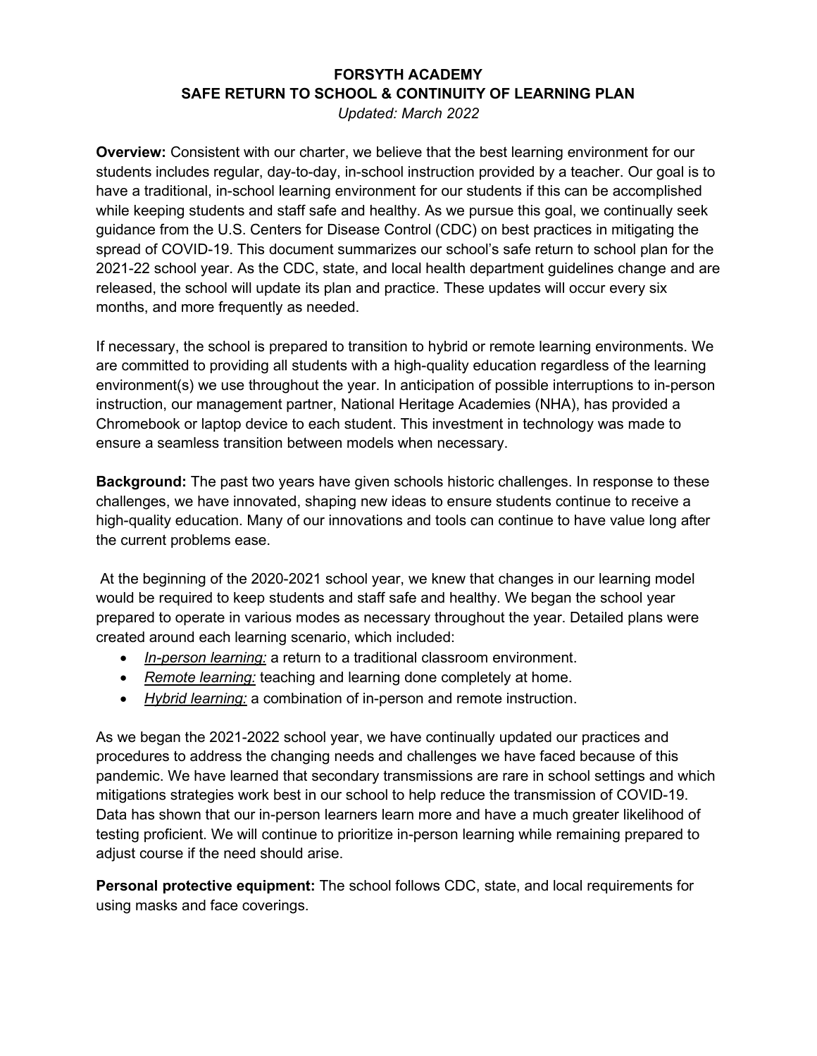# FORSYTH ACADEMY
## SAFE RETURN TO SCHOOL & CONTINUITY OF LEARNING PLAN

*Updated: March 2022*

**Overview:** Consistent with our charter, we believe that the best learning environment for our students includes regular, day-to-day, in-school instruction provided by a teacher. Our goal is to have a traditional, in-school learning environment for our students if this can be accomplished while keeping students and staff safe and healthy. As we pursue this goal, we continually seek guidance from the U.S. Centers for Disease Control (CDC) on best practices in mitigating the spread of COVID-19. This document summarizes our school's safe return to school plan for the 2021-22 school year. As the CDC, state, and local health department guidelines change and are released, the school will update its plan and practice. These updates will occur every six months, and more frequently as needed.

If necessary, the school is prepared to transition to hybrid or remote learning environments. We are committed to providing all students with a high-quality education regardless of the learning environment(s) we use throughout the year. In anticipation of possible interruptions to in-person instruction, our management partner, National Heritage Academies (NHA), has provided a Chromebook or laptop device to each student. This investment in technology was made to ensure a seamless transition between models when necessary.

**Background:** The past two years have given schools historic challenges. In response to these challenges, we have innovated, shaping new ideas to ensure students continue to receive a high-quality education. Many of our innovations and tools can continue to have value long after the current problems ease.

At the beginning of the 2020-2021 school year, we knew that changes in our learning model would be required to keep students and staff safe and healthy. We began the school year prepared to operate in various modes as necessary throughout the year. Detailed plans were created around each learning scenario, which included:

- *In-person learning:* a return to a traditional classroom environment.
- *Remote learning:* teaching and learning done completely at home.
- *Hybrid learning:* a combination of in-person and remote instruction.

As we began the 2021-2022 school year, we have continually updated our practices and procedures to address the changing needs and challenges we have faced because of this pandemic. We have learned that secondary transmissions are rare in school settings and which mitigations strategies work best in our school to help reduce the transmission of COVID-19. Data has shown that our in-person learners learn more and have a much greater likelihood of testing proficient. We will continue to prioritize in-person learning while remaining prepared to adjust course if the need should arise.

**Personal protective equipment:** The school follows CDC, state, and local requirements for using masks and face coverings.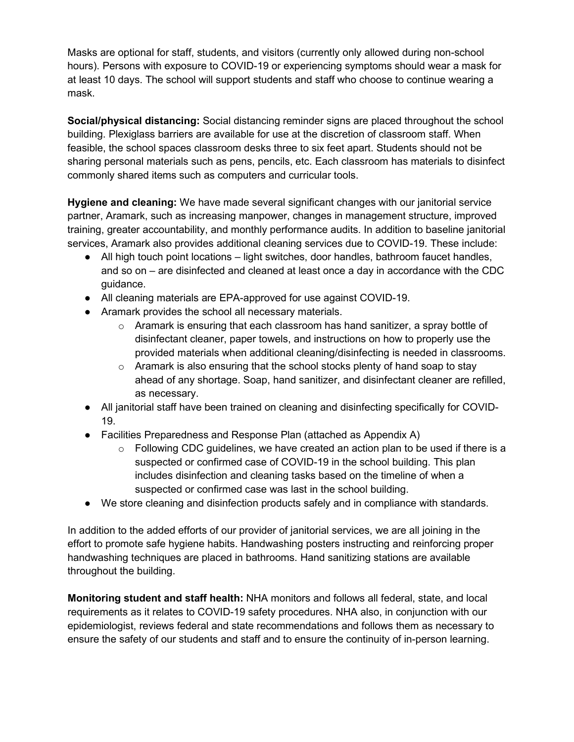Masks are optional for staff, students, and visitors (currently only allowed during non-school hours). Persons with exposure to COVID-19 or experiencing symptoms should wear a mask for at least 10 days. The school will support students and staff who choose to continue wearing a mask.

**Social/physical distancing:** Social distancing reminder signs are placed throughout the school building. Plexiglass barriers are available for use at the discretion of classroom staff. When feasible, the school spaces classroom desks three to six feet apart. Students should not be sharing personal materials such as pens, pencils, etc. Each classroom has materials to disinfect commonly shared items such as computers and curricular tools.

**Hygiene and cleaning:** We have made several significant changes with our janitorial service partner, Aramark, such as increasing manpower, changes in management structure, improved training, greater accountability, and monthly performance audits. In addition to baseline janitorial services, Aramark also provides additional cleaning services due to COVID-19. These include:

- All high touch point locations – light switches, door handles, bathroom faucet handles, and so on – are disinfected and cleaned at least once a day in accordance with the CDC guidance.
- All cleaning materials are EPA-approved for use against COVID-19.
- Aramark provides the school all necessary materials.
    - Aramark is ensuring that each classroom has hand sanitizer, a spray bottle of disinfectant cleaner, paper towels, and instructions on how to properly use the provided materials when additional cleaning/disinfecting is needed in classrooms.
    - Aramark is also ensuring that the school stocks plenty of hand soap to stay ahead of any shortage. Soap, hand sanitizer, and disinfectant cleaner are refilled, as necessary.
- All janitorial staff have been trained on cleaning and disinfecting specifically for COVID-19.
- Facilities Preparedness and Response Plan (attached as Appendix A)
    - Following CDC guidelines, we have created an action plan to be used if there is a suspected or confirmed case of COVID-19 in the school building. This plan includes disinfection and cleaning tasks based on the timeline of when a suspected or confirmed case was last in the school building.
- We store cleaning and disinfection products safely and in compliance with standards.

In addition to the added efforts of our provider of janitorial services, we are all joining in the effort to promote safe hygiene habits. Handwashing posters instructing and reinforcing proper handwashing techniques are placed in bathrooms. Hand sanitizing stations are available throughout the building.

**Monitoring student and staff health:** NHA monitors and follows all federal, state, and local requirements as it relates to COVID-19 safety procedures. NHA also, in conjunction with our epidemiologist, reviews federal and state recommendations and follows them as necessary to ensure the safety of our students and staff and to ensure the continuity of in-person learning.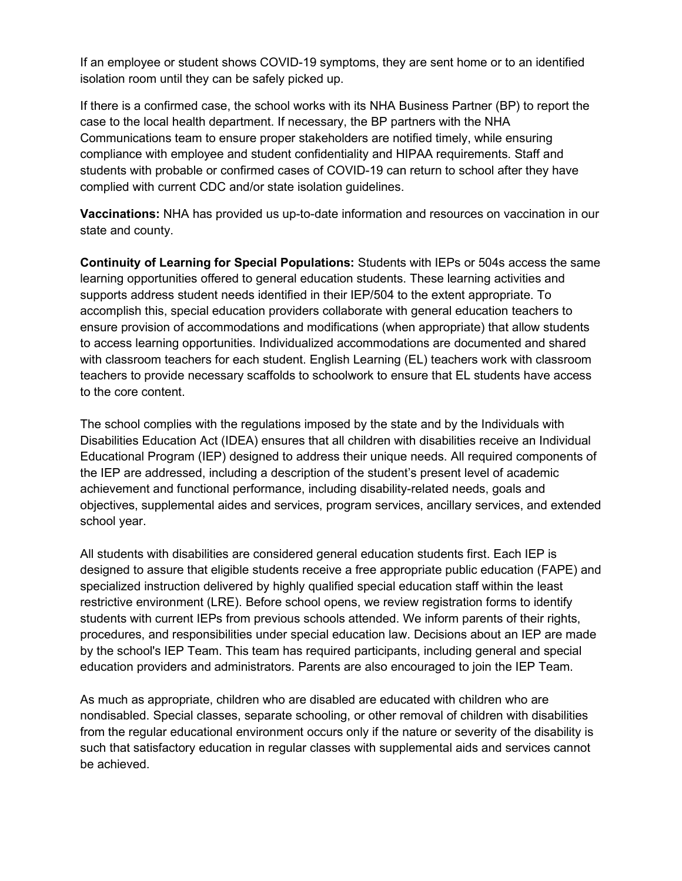If an employee or student shows COVID-19 symptoms, they are sent home or to an identified isolation room until they can be safely picked up.

If there is a confirmed case, the school works with its NHA Business Partner (BP) to report the case to the local health department. If necessary, the BP partners with the NHA Communications team to ensure proper stakeholders are notified timely, while ensuring compliance with employee and student confidentiality and HIPAA requirements. Staff and students with probable or confirmed cases of COVID-19 can return to school after they have complied with current CDC and/or state isolation guidelines.

**Vaccinations:** NHA has provided us up-to-date information and resources on vaccination in our state and county.

**Continuity of Learning for Special Populations:** Students with IEPs or 504s access the same learning opportunities offered to general education students. These learning activities and supports address student needs identified in their IEP/504 to the extent appropriate. To accomplish this, special education providers collaborate with general education teachers to ensure provision of accommodations and modifications (when appropriate) that allow students to access learning opportunities. Individualized accommodations are documented and shared with classroom teachers for each student. English Learning (EL) teachers work with classroom teachers to provide necessary scaffolds to schoolwork to ensure that EL students have access to the core content.

The school complies with the regulations imposed by the state and by the Individuals with Disabilities Education Act (IDEA) ensures that all children with disabilities receive an Individual Educational Program (IEP) designed to address their unique needs. All required components of the IEP are addressed, including a description of the student's present level of academic achievement and functional performance, including disability-related needs, goals and objectives, supplemental aides and services, program services, ancillary services, and extended school year.

All students with disabilities are considered general education students first. Each IEP is designed to assure that eligible students receive a free appropriate public education (FAPE) and specialized instruction delivered by highly qualified special education staff within the least restrictive environment (LRE). Before school opens, we review registration forms to identify students with current IEPs from previous schools attended. We inform parents of their rights, procedures, and responsibilities under special education law. Decisions about an IEP are made by the school's IEP Team. This team has required participants, including general and special education providers and administrators. Parents are also encouraged to join the IEP Team.

As much as appropriate, children who are disabled are educated with children who are nondisabled. Special classes, separate schooling, or other removal of children with disabilities from the regular educational environment occurs only if the nature or severity of the disability is such that satisfactory education in regular classes with supplemental aids and services cannot be achieved.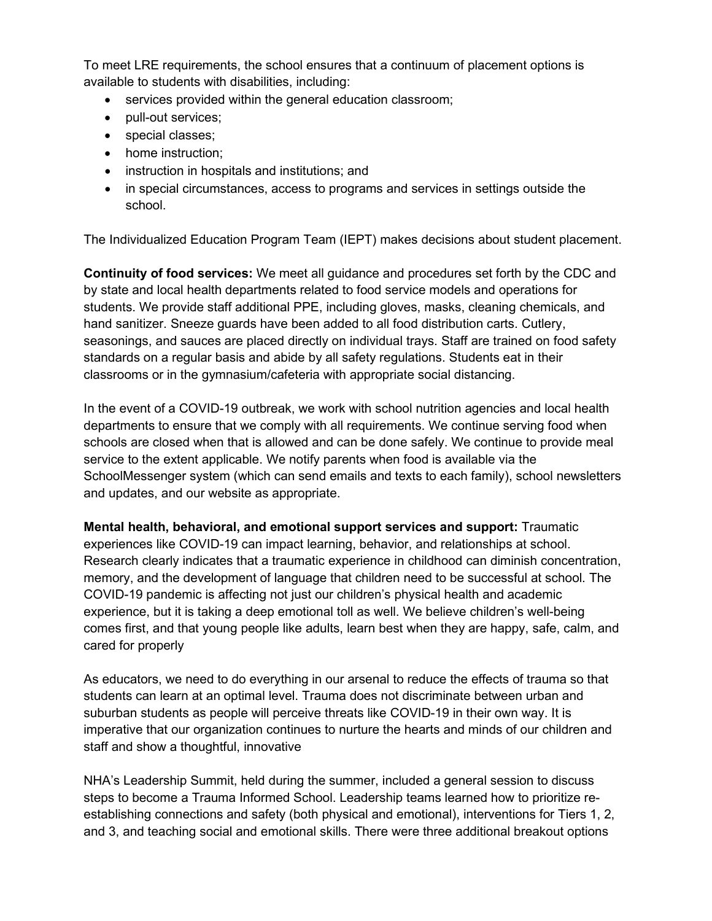To meet LRE requirements, the school ensures that a continuum of placement options is available to students with disabilities, including:

- services provided within the general education classroom;
- pull-out services;
- special classes;
- home instruction;
- instruction in hospitals and institutions; and
- in special circumstances, access to programs and services in settings outside the school.

The Individualized Education Program Team (IEPT) makes decisions about student placement.

**Continuity of food services:** We meet all guidance and procedures set forth by the CDC and by state and local health departments related to food service models and operations for students. We provide staff additional PPE, including gloves, masks, cleaning chemicals, and hand sanitizer. Sneeze guards have been added to all food distribution carts. Cutlery, seasonings, and sauces are placed directly on individual trays. Staff are trained on food safety standards on a regular basis and abide by all safety regulations. Students eat in their classrooms or in the gymnasium/cafeteria with appropriate social distancing.

In the event of a COVID-19 outbreak, we work with school nutrition agencies and local health departments to ensure that we comply with all requirements. We continue serving food when schools are closed when that is allowed and can be done safely. We continue to provide meal service to the extent applicable. We notify parents when food is available via the SchoolMessenger system (which can send emails and texts to each family), school newsletters and updates, and our website as appropriate.

**Mental health, behavioral, and emotional support services and support:** Traumatic experiences like COVID-19 can impact learning, behavior, and relationships at school. Research clearly indicates that a traumatic experience in childhood can diminish concentration, memory, and the development of language that children need to be successful at school. The COVID-19 pandemic is affecting not just our children's physical health and academic experience, but it is taking a deep emotional toll as well. We believe children's well-being comes first, and that young people like adults, learn best when they are happy, safe, calm, and cared for properly

As educators, we need to do everything in our arsenal to reduce the effects of trauma so that students can learn at an optimal level. Trauma does not discriminate between urban and suburban students as people will perceive threats like COVID-19 in their own way. It is imperative that our organization continues to nurture the hearts and minds of our children and staff and show a thoughtful, innovative

NHA's Leadership Summit, held during the summer, included a general session to discuss steps to become a Trauma Informed School. Leadership teams learned how to prioritize re-establishing connections and safety (both physical and emotional), interventions for Tiers 1, 2, and 3, and teaching social and emotional skills. There were three additional breakout options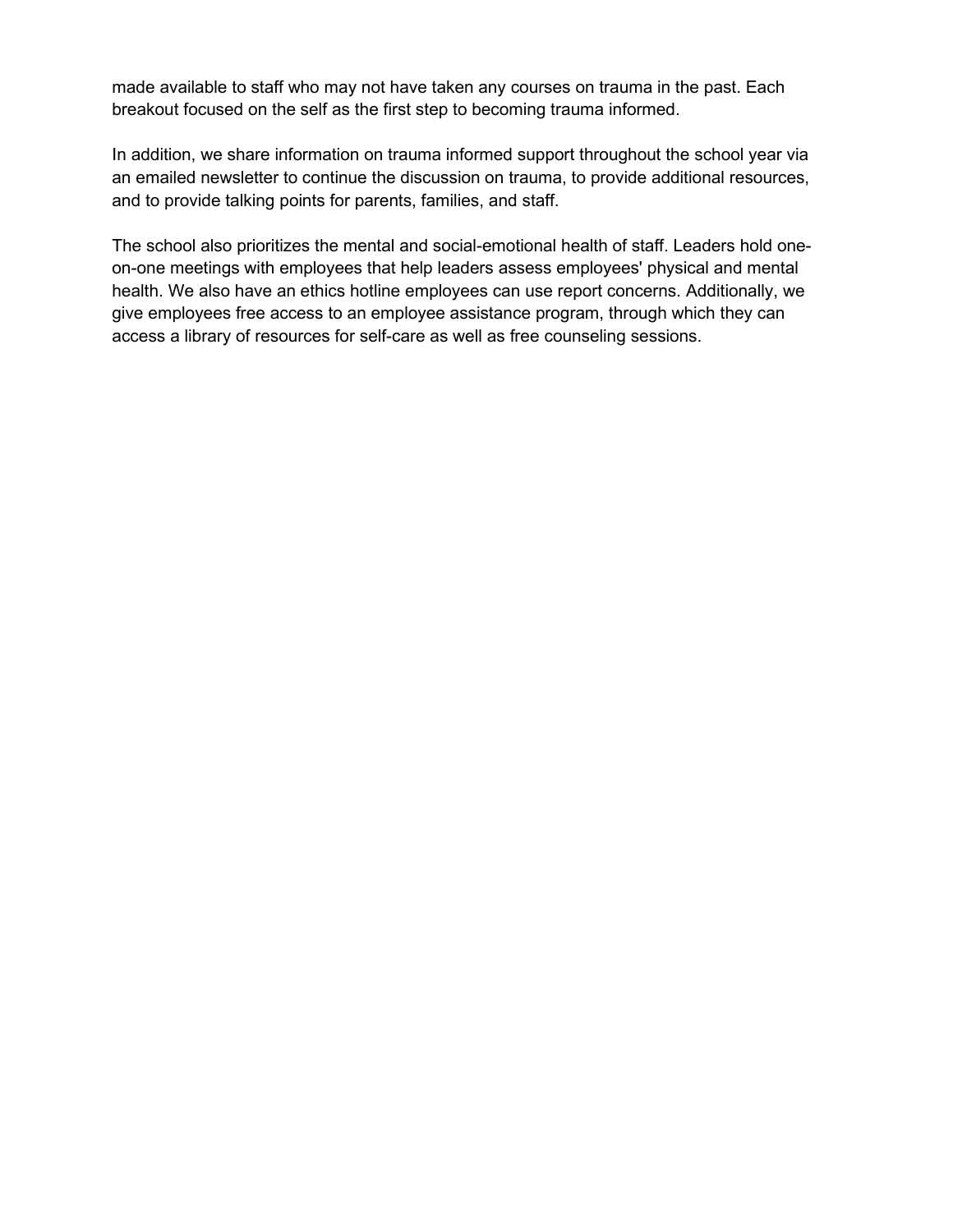made available to staff who may not have taken any courses on trauma in the past. Each breakout focused on the self as the first step to becoming trauma informed.

In addition, we share information on trauma informed support throughout the school year via an emailed newsletter to continue the discussion on trauma, to provide additional resources, and to provide talking points for parents, families, and staff.

The school also prioritizes the mental and social-emotional health of staff. Leaders hold one-on-one meetings with employees that help leaders assess employees' physical and mental health. We also have an ethics hotline employees can use report concerns. Additionally, we give employees free access to an employee assistance program, through which they can access a library of resources for self-care as well as free counseling sessions.